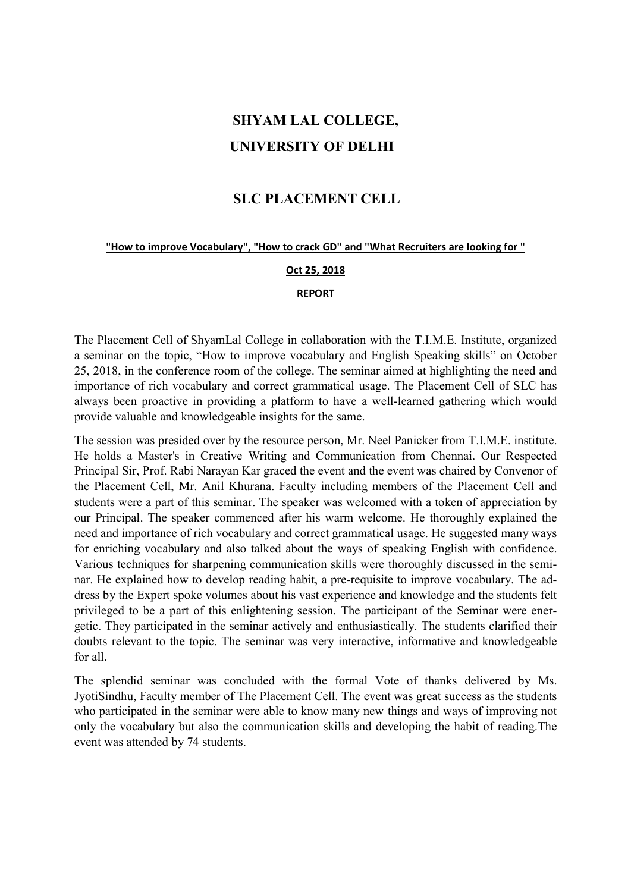# SHYAM LAL COLLEGE,

# UNIVERSITY OF DELHI

## SLC PLACEMENT CELL

**"How to improve Vocabulary", "How to crack GD" and "What Recruiters are looking for "**

**Oct 25, 2018**

**REPORT**

The Placement Cell of ShyamLal College in collaboration with the T.I.M.E. Institute, organized a seminar on the topic, "How to improve vocabulary and English Speaking skills" on October 25, 2018, in the conference room of the college. The seminar aimed at highlighting the need and importance of rich vocabulary and correct grammatical usage. The Placement Cell of SLC has always been proactive in providing a platform to have a well-learned gathering which would provide valuable and knowledgeable insights for the same.

The session was presided over by the resource person, Mr. Neel Panicker from T.I.M.E. institute. He holds a Master's in Creative Writing and Communication from Chennai. Our Respected Principal Sir, Prof. Rabi Narayan Kar graced the event and the event was chaired by Convenor of the Placement Cell, Mr. Anil Khurana. Faculty including members of the Placement Cell and students were a part of this seminar. The speaker was welcomed with a token of appreciation by our Principal. The speaker commenced after his warm welcome. He thoroughly explained the need and importance of rich vocabulary and correct grammatical usage. He suggested many ways for enriching vocabulary and also talked about the ways of speaking English with confidence. Various techniques for sharpening communication skills were thoroughly discussed in the seminar. He explained how to develop reading habit, a pre-requisite to improve vocabulary. The address by the Expert spoke volumes about his vast experience and knowledge and the students felt privileged to be a part of this enlightening session. The participant of the Seminar were energetic. They participated in the seminar actively and enthusiastically. The students clarified their doubts relevant to the topic. The seminar was very interactive, informative and knowledgeable for all.

The splendid seminar was concluded with the formal Vote of thanks delivered by Ms. JyotiSindhu, Faculty member of The Placement Cell. The event was great success as the students who participated in the seminar were able to know many new things and ways of improving not only the vocabulary but also the communication skills and developing the habit of reading.The event was attended by 74 students.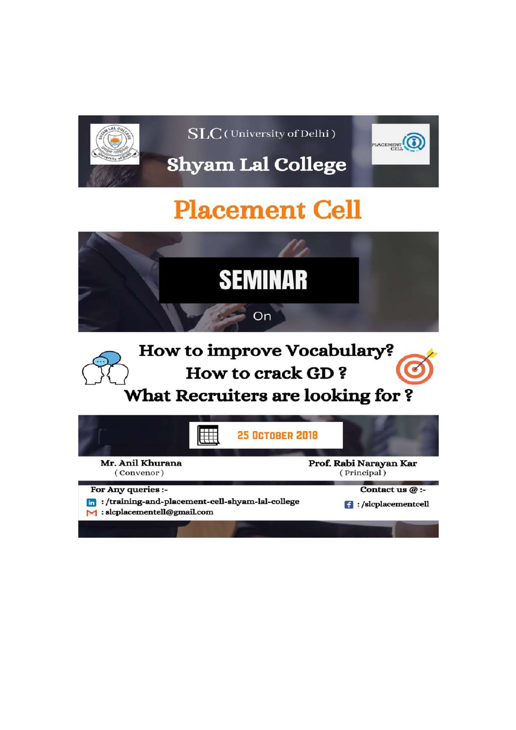SLC (University of Delhi)

# Shyam Lal College

## Placement Cell

# SEMINAR

On

## How to improve Vocabulary?
## How to crack GD ?
## What Recruiters are looking for ?

25 October 2018

**Mr. Anil Khurana**
(Convenor)

**Prof. Rabi Narayan Kar**
(Principal)

**For Any queries :-**

: /training-and-placement-cell-shyam-lal-college

: slcplacementell@gmail.com

**Contact us @ :-**

: /slcplacementcell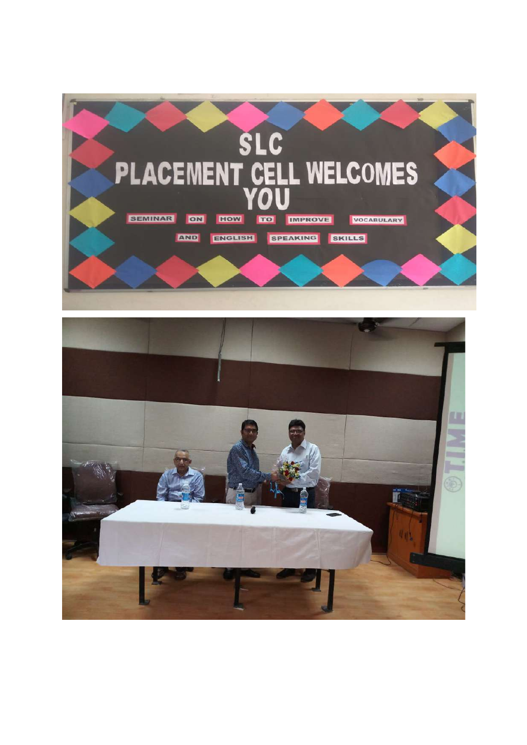SLC

PLACEMENT CELL WELCOMES YOU

SEMINAR ON HOW TO IMPROVE VOCABULARY AND ENGLISH SPEAKING SKILLS